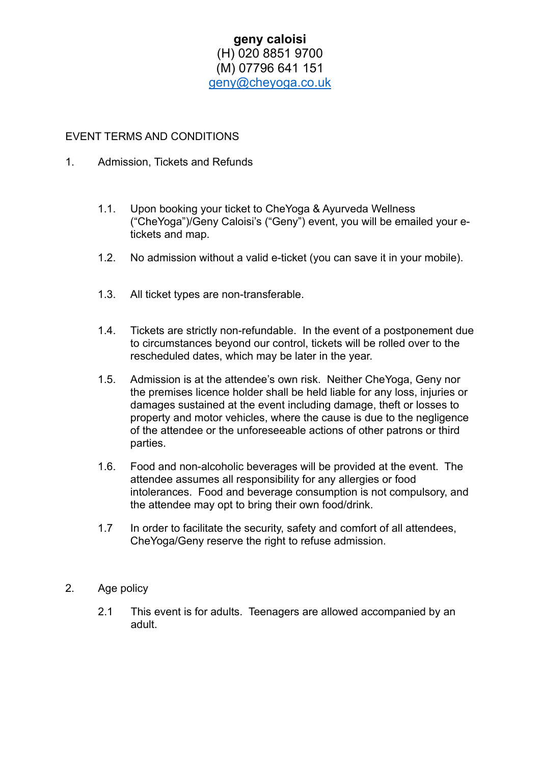**geny caloisi**
(H) 020 8851 9700
(M) 07796 641 151
[geny@cheyoga.co.uk](mailto:geny@cheyoga.co.uk)

EVENT TERMS AND CONDITIONS

1. Admission, Tickets and Refunds

   1.1. Upon booking your ticket to CheYoga & Ayurveda Wellness ("CheYoga")/Geny Caloisi's ("Geny") event, you will be emailed your e-tickets and map.

   1.2. No admission without a valid e-ticket (you can save it in your mobile).

   1.3. All ticket types are non-transferable.

   1.4. Tickets are strictly non-refundable. In the event of a postponement due to circumstances beyond our control, tickets will be rolled over to the rescheduled dates, which may be later in the year.

   1.5. Admission is at the attendee's own risk. Neither CheYoga, Geny nor the premises licence holder shall be held liable for any loss, injuries or damages sustained at the event including damage, theft or losses to property and motor vehicles, where the cause is due to the negligence of the attendee or the unforeseeable actions of other patrons or third parties.

   1.6. Food and non-alcoholic beverages will be provided at the event. The attendee assumes all responsibility for any allergies or food intolerances. Food and beverage consumption is not compulsory, and the attendee may opt to bring their own food/drink.

   1.7 In order to facilitate the security, safety and comfort of all attendees, CheYoga/Geny reserve the right to refuse admission.

2. Age policy

   2.1 This event is for adults. Teenagers are allowed accompanied by an adult.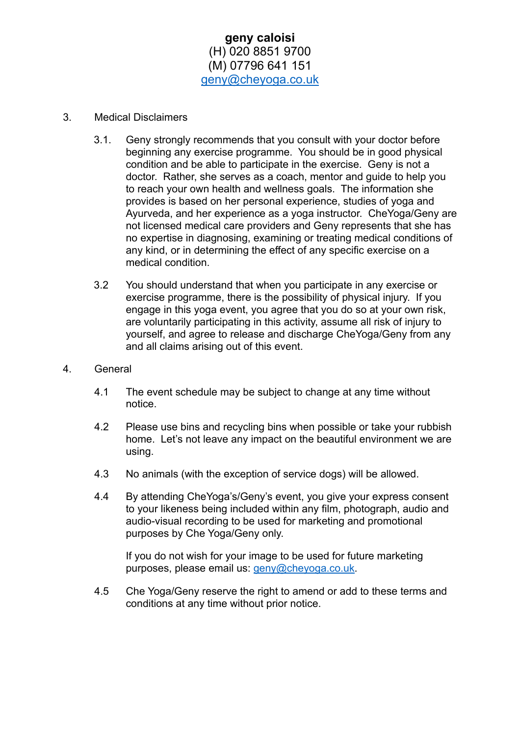**geny caloisi**
(H) 020 8851 9700
(M) 07796 641 151
geny@cheyoga.co.uk

3. Medical Disclaimers

   3.1. Geny strongly recommends that you consult with your doctor before beginning any exercise programme. You should be in good physical condition and be able to participate in the exercise. Geny is not a doctor. Rather, she serves as a coach, mentor and guide to help you to reach your own health and wellness goals. The information she provides is based on her personal experience, studies of yoga and Ayurveda, and her experience as a yoga instructor. CheYoga/Geny are not licensed medical care providers and Geny represents that she has no expertise in diagnosing, examining or treating medical conditions of any kind, or in determining the effect of any specific exercise on a medical condition.

   3.2 You should understand that when you participate in any exercise or exercise programme, there is the possibility of physical injury. If you engage in this yoga event, you agree that you do so at your own risk, are voluntarily participating in this activity, assume all risk of injury to yourself, and agree to release and discharge CheYoga/Geny from any and all claims arising out of this event.

4. General

   4.1 The event schedule may be subject to change at any time without notice.

   4.2 Please use bins and recycling bins when possible or take your rubbish home. Let's not leave any impact on the beautiful environment we are using.

   4.3 No animals (with the exception of service dogs) will be allowed.

   4.4 By attending CheYoga's/Geny's event, you give your express consent to your likeness being included within any film, photograph, audio and audio-visual recording to be used for marketing and promotional purposes by Che Yoga/Geny only.

   If you do not wish for your image to be used for future marketing purposes, please email us: geny@cheyoga.co.uk.

   4.5 Che Yoga/Geny reserve the right to amend or add to these terms and conditions at any time without prior notice.